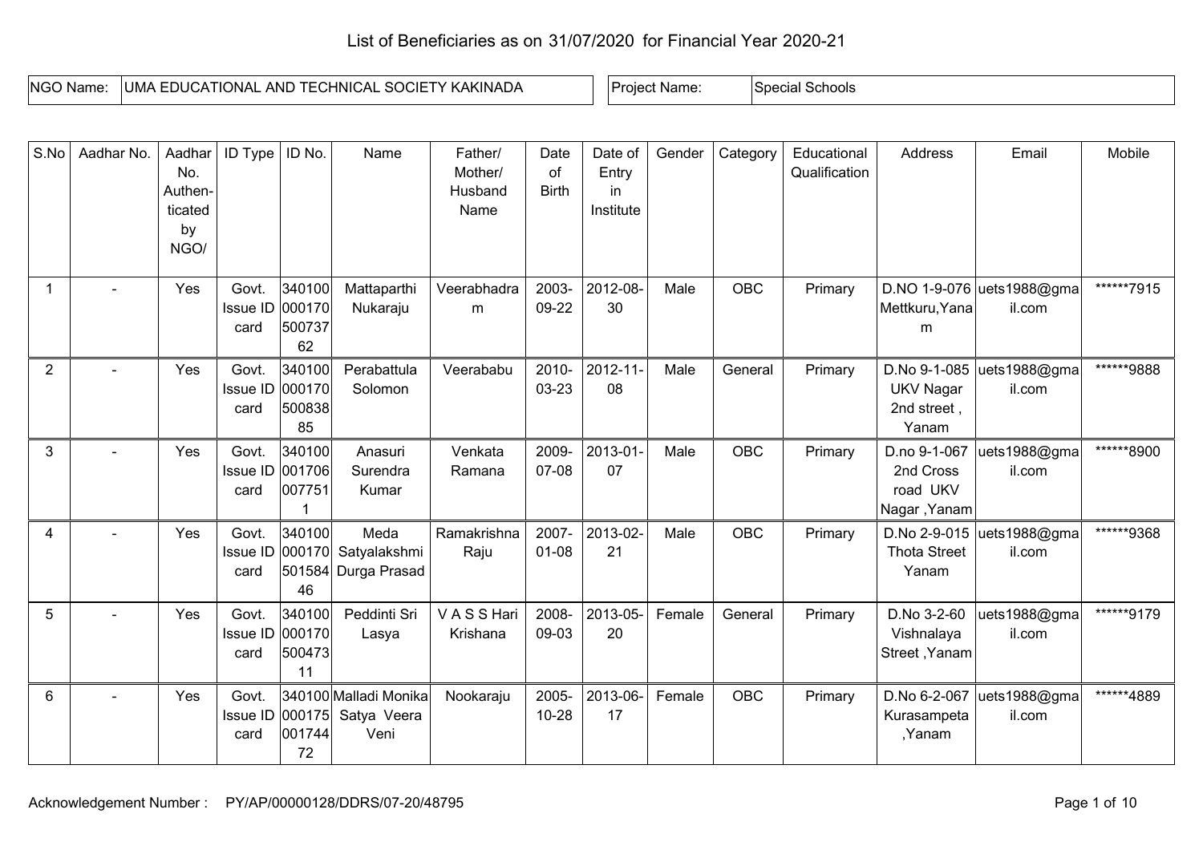# List of Beneficiaries as on 31/07/2020 for Financial Year 2020-21

| NGO Name: | UMA EDUCATIONAL AND TECHNICAL SOCIETY KAKINADA | Project Name: | Special Schools |
|---|---|---|---|

| S.No | Aadhar No. | Aadhar No. Authen-ticated by NGO/ | ID Type | ID No. | Name | Father/ Mother/ Husband Name | Date of Birth | Date of Entry in Institute | Gender | Category | Educational Qualification | Address | Email | Mobile |
|---|---|---|---|---|---|---|---|---|---|---|---|---|---|---|
| 1 | - | Yes | Govt. Issue ID card | 34010000017050073762 | Mattaparthi Nukaraju | Veerabhadram | 2003-09-22 | 2012-08-30 | Male | OBC | Primary | D.NO 1-9-076 Mettkuru,Yanam | uets1988@gmail.com | ******7915 |
| 2 | - | Yes | Govt. Issue ID card | 34010000017050083885 | Perabattula Solomon | Veerababu | 2010-03-23 | 2012-11-08 | Male | General | Primary | D.No 9-1-085 UKV Nagar 2nd street , Yanam | uets1988@gmail.com | ******9888 |
| 3 | - | Yes | Govt. Issue ID card | 3401000017060077511 | Anasuri Surendra Kumar | Venkata Ramana | 2009-07-08 | 2013-01-07 | Male | OBC | Primary | D.no 9-1-067 2nd Cross road UKV Nagar ,Yanam | uets1988@gmail.com | ******8900 |
| 4 | - | Yes | Govt. Issue ID card | 34010000017050158446 | Meda Satyalakshmi Durga Prasad | Ramakrishna Raju | 2007-01-08 | 2013-02-21 | Male | OBC | Primary | D.No 2-9-015 Thota Street Yanam | uets1988@gmail.com | ******9368 |
| 5 | - | Yes | Govt. Issue ID card | 34010000017050047311 | Peddinti Sri Lasya | V A S S Hari Krishana | 2008-09-03 | 2013-05-20 | Female | General | Primary | D.No 3-2-60 Vishnalaya Street ,Yanam | uets1988@gmail.com | ******9179 |
| 6 | - | Yes | Govt. Issue ID card | 34010000017500174472 | Malladi Monika Satya Veera Veni | Nookaraju | 2005-10-28 | 2013-06-17 | Female | OBC | Primary | D.No 6-2-067 Kurasampeta ,Yanam | uets1988@gmail.com | ******4889 |

Acknowledgement Number : PY/AP/00000128/DDRS/07-20/48795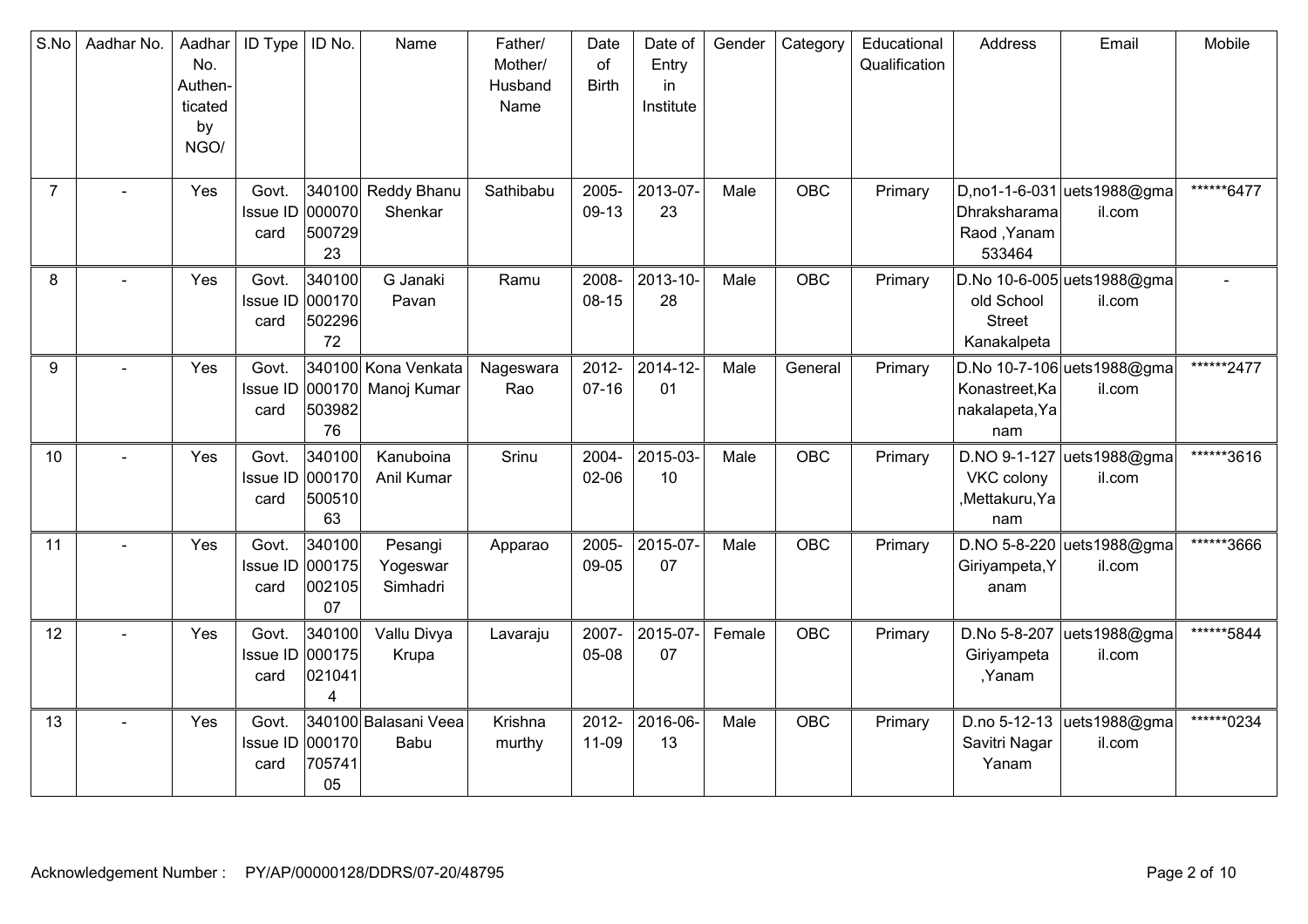| S.No | Aadhar No. | Aadhar No. Authen-ticated by NGO/ | ID Type | ID No. | Name | Father/ Mother/ Husband Name | Date of Birth | Date of Entry in Institute | Gender | Category | Educational Qualification | Address | Email | Mobile |
|---|---|---|---|---|---|---|---|---|---|---|---|---|---|---|
| 7 | - | Yes | Govt. Issue ID card | 34010000007050072923 | Reddy Bhanu Shenkar | Sathibabu | 2005-09-13 | 2013-07-23 | Male | OBC | Primary | D,no1-1-6-031 Dhraksharama Raod ,Yanam 533464 | uets1988@gmail.com | ******6477 |
| 8 | - | Yes | Govt. Issue ID card | 34010000017050229672 | G Janaki Pavan | Ramu | 2008-08-15 | 2013-10-28 | Male | OBC | Primary | D.No 10-6-005 old School Street Kanakalpeta | uets1988@gmail.com | - |
| 9 | - | Yes | Govt. Issue ID card | 34010000017050398276 | Kona Venkata Manoj Kumar | Nageswara Rao | 2012-07-16 | 2014-12-01 | Male | General | Primary | D.No 10-7-106 Konastreet,Kanakalpeta,Yanam | uets1988@gmail.com | ******2477 |
| 10 | - | Yes | Govt. Issue ID card | 34010000017050051063 | Kanuboina Anil Kumar | Srinu | 2004-02-06 | 2015-03-10 | Male | OBC | Primary | D.NO 9-1-127 VKC colony ,Mettakuru,Yanam | uets1988@gmail.com | ******3616 |
| 11 | - | Yes | Govt. Issue ID card | 34010000017500210507 | Pesangi Yogeswar Simhadri | Apparao | 2005-09-05 | 2015-07-07 | Male | OBC | Primary | D.NO 5-8-220 Giriyampeta,Yanam | uets1988@gmail.com | ******3666 |
| 12 | - | Yes | Govt. Issue ID card | 3401000001750210414 | Vallu Divya Krupa | Lavaraju | 2007-05-08 | 2015-07-07 | Female | OBC | Primary | D.No 5-8-207 Giriyampeta ,Yanam | uets1988@gmail.com | ******5844 |
| 13 | - | Yes | Govt. Issue ID card | 34010000017070574105 | Balasani Veea Babu | Krishna murthy | 2012-11-09 | 2016-06-13 | Male | OBC | Primary | D.no 5-12-13 Savitri Nagar Yanam | uets1988@gmail.com | ******0234 |

Acknowledgement Number : PY/AP/00000128/DDRS/07-20/48795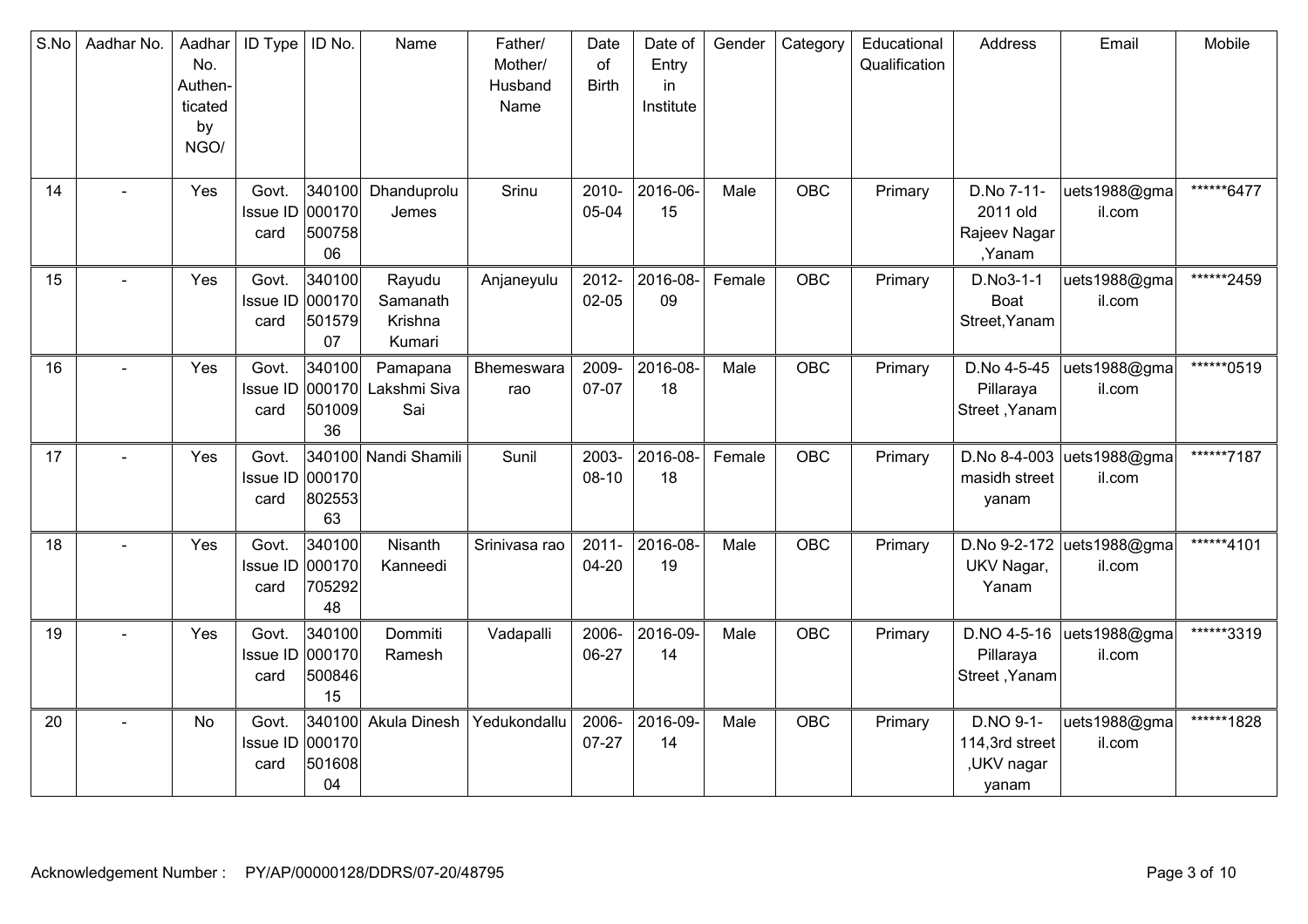| S.No | Aadhar No. | Aadhar No. Authen-ticated by NGO/ | ID Type | ID No. | Name | Father/ Mother/ Husband Name | Date of Birth | Date of Entry in Institute | Gender | Category | Educational Qualification | Address | Email | Mobile |
|---|---|---|---|---|---|---|---|---|---|---|---|---|---|---|
| 14 | - | Yes | Govt. Issue ID card | 34010000017050075806 | Dhanduprolu Jemes | Srinu | 2010-05-04 | 2016-06-15 | Male | OBC | Primary | D.No 7-11-2011 old Rajeev Nagar ,Yanam | uets1988@gmail.com | ******6477 |
| 15 | - | Yes | Govt. Issue ID card | 34010000017050157907 | Rayudu Samanath Krishna Kumari | Anjaneyulu | 2012-02-05 | 2016-08-09 | Female | OBC | Primary | D.No3-1-1 Boat Street,Yanam | uets1988@gmail.com | ******2459 |
| 16 | - | Yes | Govt. Issue ID card | 34010000017050100936 | Pamapana Lakshmi Siva Sai | Bhemeswara rao | 2009-07-07 | 2016-08-18 | Male | OBC | Primary | D.No 4-5-45 Pillaraya Street ,Yanam | uets1988@gmail.com | ******0519 |
| 17 | - | Yes | Govt. Issue ID card | 34010000017080255363 | Nandi Shamili | Sunil | 2003-08-10 | 2016-08-18 | Female | OBC | Primary | D.No 8-4-003 masidh street yanam | uets1988@gmail.com | ******7187 |
| 18 | - | Yes | Govt. Issue ID card | 34010000017070529248 | Nisanth Kanneedi | Srinivasa rao | 2011-04-20 | 2016-08-19 | Male | OBC | Primary | D.No 9-2-172 UKV Nagar, Yanam | uets1988@gmail.com | ******4101 |
| 19 | - | Yes | Govt. Issue ID card | 34010000017050084615 | Dommiti Ramesh | Vadapalli | 2006-06-27 | 2016-09-14 | Male | OBC | Primary | D.NO 4-5-16 Pillaraya Street ,Yanam | uets1988@gmail.com | ******3319 |
| 20 | - | No | Govt. Issue ID card | 34010000017050160804 | Akula Dinesh | Yedukondallu | 2006-07-27 | 2016-09-14 | Male | OBC | Primary | D.NO 9-1-114,3rd street ,UKV nagar yanam | uets1988@gmail.com | ******1828 |

Acknowledgement Number : PY/AP/00000128/DDRS/07-20/48795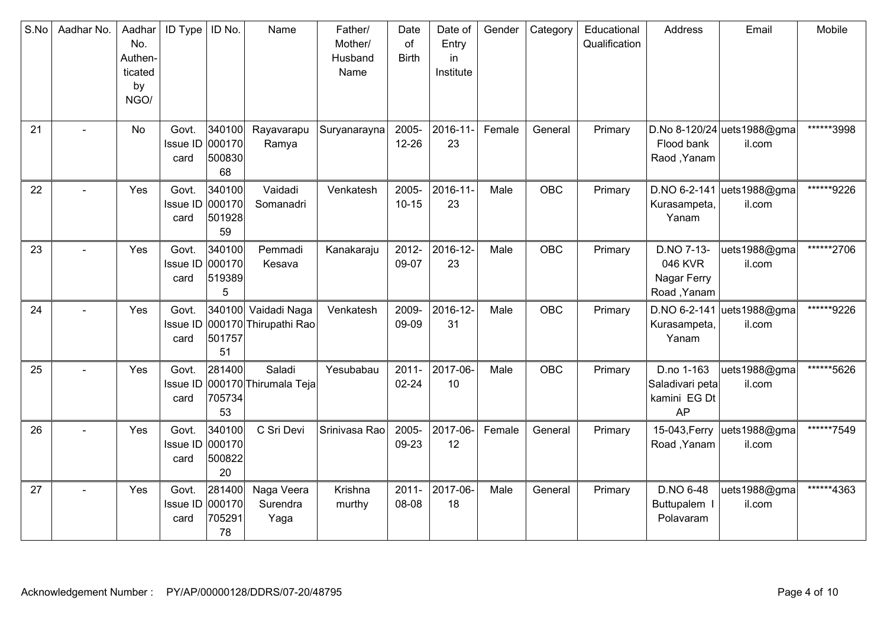| S.No | Aadhar No. | Aadhar No. Authen- ticated by NGO/ | ID Type | ID No. | Name | Father/ Mother/ Husband Name | Date of Birth | Date of Entry in Institute | Gender | Category | Educational Qualification | Address | Email | Mobile |
|---|---|---|---|---|---|---|---|---|---|---|---|---|---|---|
| 21 | - | No | Govt. Issue ID card | 34010000017050083068 | Rayavarapu Ramya | Suryanarayna | 2005-12-26 | 2016-11-23 | Female | General | Primary | D.No 8-120/24 Flood bank Raod ,Yanam | uets1988@gmail.com | ******3998 |
| 22 | - | Yes | Govt. Issue ID card | 34010000017050192859 | Vaidadi Somanadri | Venkatesh | 2005-10-15 | 2016-11-23 | Male | OBC | Primary | D.NO 6-2-141 Kurasampeta, Yanam | uets1988@gmail.com | ******9226 |
| 23 | - | Yes | Govt. Issue ID card | 3401000001705193895 | Pemmadi Kesava | Kanakaraju | 2012-09-07 | 2016-12-23 | Male | OBC | Primary | D.NO 7-13-046 KVR Nagar Ferry Road ,Yanam | uets1988@gmail.com | ******2706 |
| 24 | - | Yes | Govt. Issue ID card | 34010000017050175751 | Vaidadi Naga Thirupathi Rao | Venkatesh | 2009-09-09 | 2016-12-31 | Male | OBC | Primary | D.NO 6-2-141 Kurasampeta, Yanam | uets1988@gmail.com | ******9226 |
| 25 | - | Yes | Govt. Issue ID card | 28140000017070573453 | Saladi Thirumala Teja | Yesubabau | 2011-02-24 | 2017-06-10 | Male | OBC | Primary | D.no 1-163 Saladivari peta kamini EG Dt AP | uets1988@gmail.com | ******5626 |
| 26 | - | Yes | Govt. Issue ID card | 34010000017050082220 | C Sri Devi | Srinivasa Rao | 2005-09-23 | 2017-06-12 | Female | General | Primary | 15-043,Ferry Road ,Yanam | uets1988@gmail.com | ******7549 |
| 27 | - | Yes | Govt. Issue ID card | 28140000017070529178 | Naga Veera Surendra Yaga | Krishna murthy | 2011-08-08 | 2017-06-18 | Male | General | Primary | D.NO 6-48 Buttupalem I Polavaram | uets1988@gmail.com | ******4363 |

Acknowledgement Number : PY/AP/00000128/DDRS/07-20/48795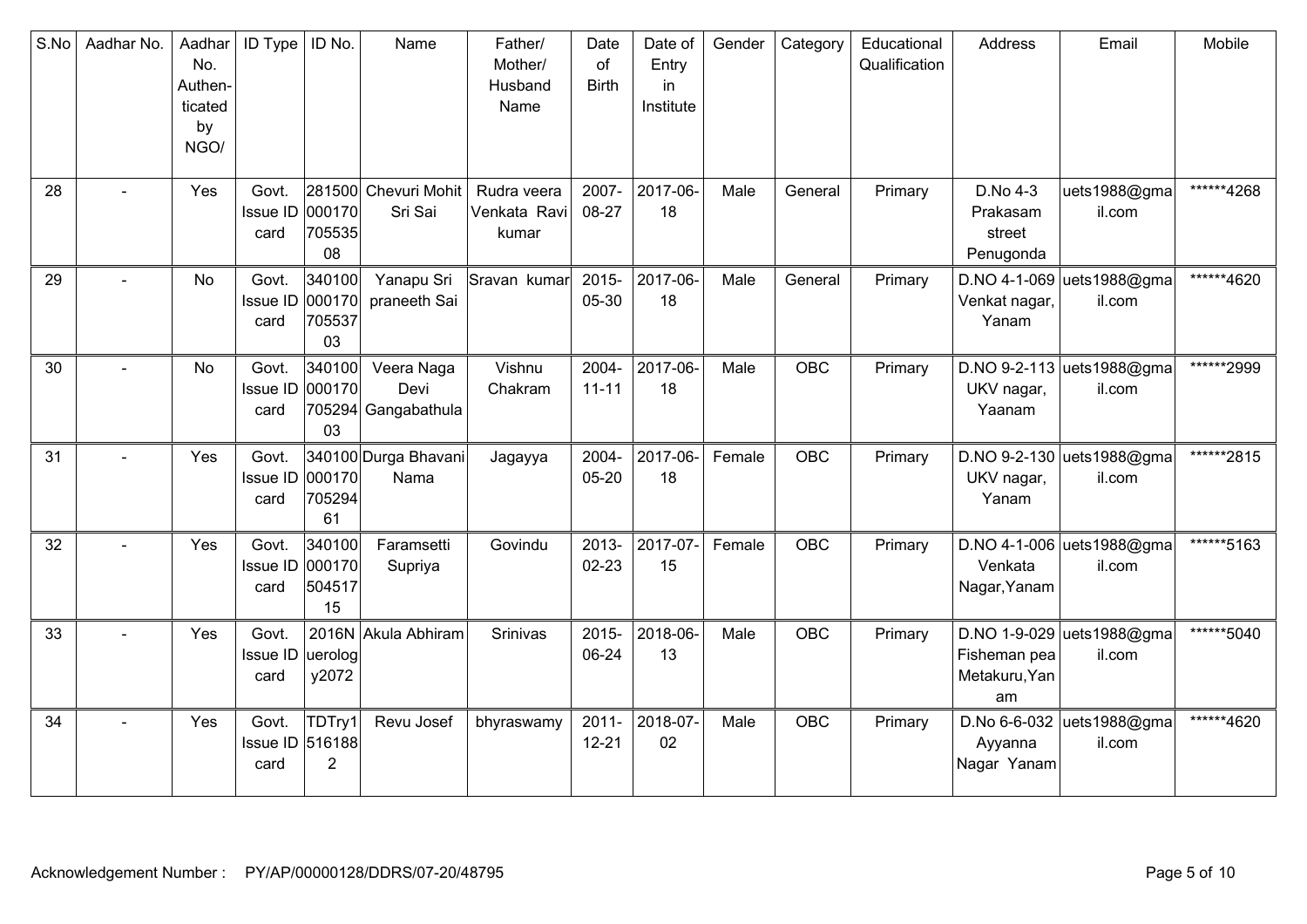| S.No | Aadhar No. | Aadhar No. Authen-ticated by NGO/ | ID Type | ID No. | Name | Father/ Mother/ Husband Name | Date of Birth | Date of Entry in Institute | Gender | Category | Educational Qualification | Address | Email | Mobile |
|---|---|---|---|---|---|---|---|---|---|---|---|---|---|---|
| 28 | - | Yes | Govt. Issue ID card | 28150000017070553508 | Chevuri Mohit Sri Sai | Rudra veera Venkata Ravi kumar | 2007-08-27 | 2017-06-18 | Male | General | Primary | D.No 4-3 Prakasam street Penugonda | uets1988@gmail.com | ******4268 |
| 29 | - | No | Govt. Issue ID card | 34010000017070553703 | Yanapu Sri praneeth Sai | Sravan kumar | 2015-05-30 | 2017-06-18 | Male | General | Primary | D.NO 4-1-069 Venkat nagar, Yanam | uets1988@gmail.com | ******4620 |
| 30 | - | No | Govt. Issue ID card | 34010000017070529403 | Veera Naga Devi Gangabathula | Vishnu Chakram | 2004-11-11 | 2017-06-18 | Male | OBC | Primary | D.NO 9-2-113 UKV nagar, Yaanam | uets1988@gmail.com | ******2999 |
| 31 | - | Yes | Govt. Issue ID card | 34010000017070529461 | Durga Bhavani Nama | Jagayya | 2004-05-20 | 2017-06-18 | Female | OBC | Primary | D.NO 9-2-130 UKV nagar, Yanam | uets1988@gmail.com | ******2815 |
| 32 | - | Yes | Govt. Issue ID card | 34010000017050451715 | Faramsetti Supriya | Govindu | 2013-02-23 | 2017-07-15 | Female | OBC | Primary | D.NO 4-1-006 Venkata Nagar,Yanam | uets1988@gmail.com | ******5163 |
| 33 | - | Yes | Govt. Issue ID card | 2016Neurology2072 | Akula Abhiram | Srinivas | 2015-06-24 | 2018-06-13 | Male | OBC | Primary | D.NO 1-9-029 Fisheman pea Metakuru,Yanam | uets1988@gmail.com | ******5040 |
| 34 | - | Yes | Govt. Issue ID card | TDTry15161882 | Revu Josef | bhyraswamy | 2011-12-21 | 2018-07-02 | Male | OBC | Primary | D.No 6-6-032 Ayyanna Nagar Yanam | uets1988@gmail.com | ******4620 |

Acknowledgement Number : PY/AP/00000128/DDRS/07-20/48795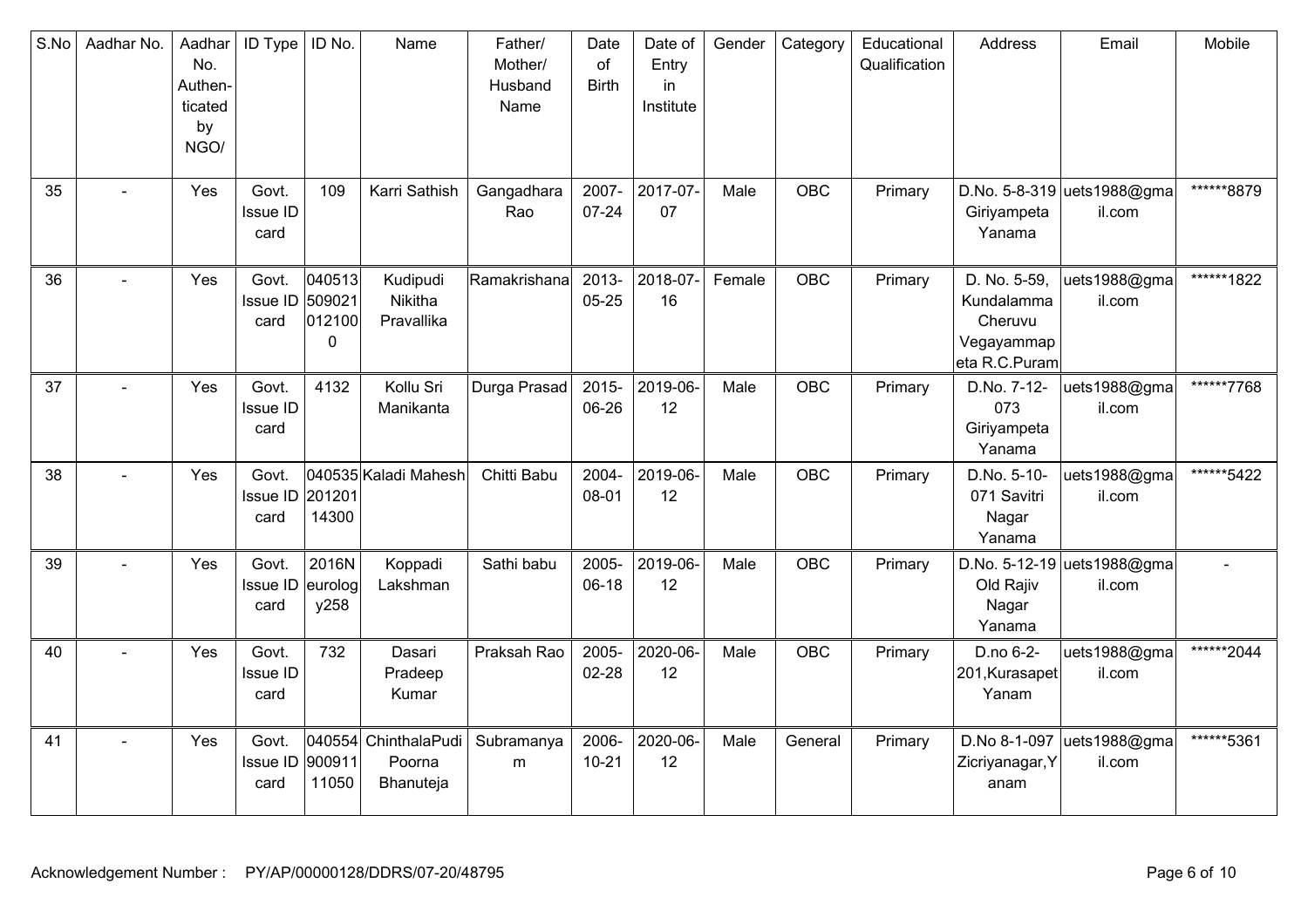| S.No | Aadhar No. | Aadhar No. Authen-ticated by NGO/ | ID Type | ID No. | Name | Father/ Mother/ Husband Name | Date of Birth | Date of Entry in Institute | Gender | Category | Educational Qualification | Address | Email | Mobile |
|---|---|---|---|---|---|---|---|---|---|---|---|---|---|---|
| 35 | - | Yes | Govt. Issue ID card | 109 | Karri Sathish | Gangadhara Rao | 2007-07-24 | 2017-07-07 | Male | OBC | Primary | D.No. 5-8-319 Giriyampeta Yanama | uets1988@gmail.com | ******8879 |
| 36 | - | Yes | Govt. Issue ID card | 0405135090210121000 | Kudipudi Nikitha Pravallika | Ramakrishana | 2013-05-25 | 2018-07-16 | Female | OBC | Primary | D. No. 5-59, Kundalamma Cheruvu Vegayammapeta R.C.Puram | uets1988@gmail.com | ******1822 |
| 37 | - | Yes | Govt. Issue ID card | 4132 | Kollu Sri Manikanta | Durga Prasad | 2015-06-26 | 2019-06-12 | Male | OBC | Primary | D.No. 7-12-073 Giriyampeta Yanama | uets1988@gmail.com | ******7768 |
| 38 | - | Yes | Govt. Issue ID card | 04053520120114300 | Kaladi Mahesh | Chitti Babu | 2004-08-01 | 2019-06-12 | Male | OBC | Primary | D.No. 5-10-071 Savitri Nagar Yanama | uets1988@gmail.com | ******5422 |
| 39 | - | Yes | Govt. Issue ID card | 2016Neurology258 | Koppadi Lakshman | Sathi babu | 2005-06-18 | 2019-06-12 | Male | OBC | Primary | D.No. 5-12-19 Old Rajiv Nagar Yanama | uets1988@gmail.com | - |
| 40 | - | Yes | Govt. Issue ID card | 732 | Dasari Pradeep Kumar | Praksah Rao | 2005-02-28 | 2020-06-12 | Male | OBC | Primary | D.no 6-2-201,Kurasapet Yanam | uets1988@gmail.com | ******2044 |
| 41 | - | Yes | Govt. Issue ID card | 04055490091111050 | ChinthalaPudi Poorna Bhanuteja | Subramanyam | 2006-10-21 | 2020-06-12 | Male | General | Primary | D.No 8-1-097 Zicriyanagar,Yanam | uets1988@gmail.com | ******5361 |

Acknowledgement Number : PY/AP/00000128/DDRS/07-20/48795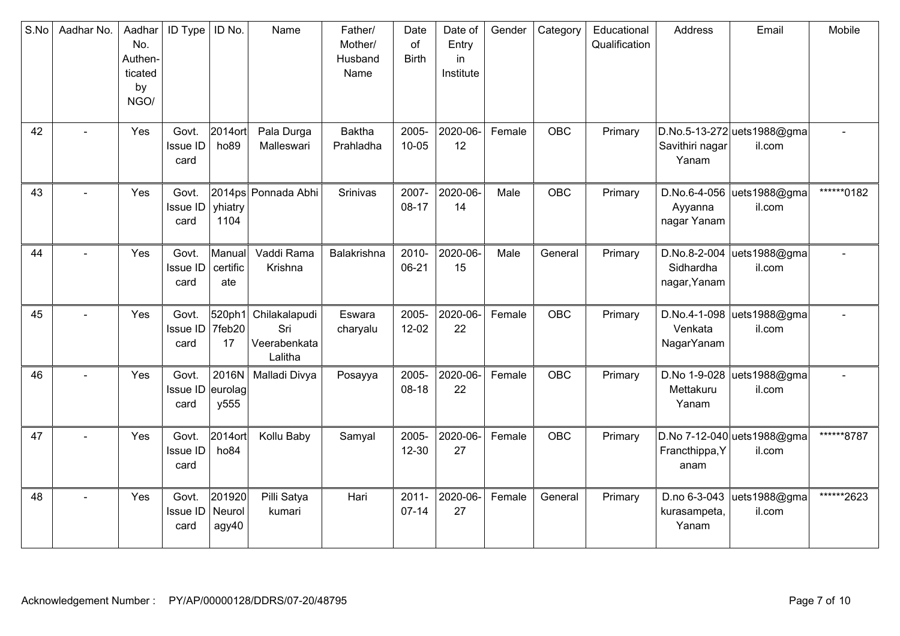| S.No | Aadhar No. | Aadhar No. Authen-ticated by NGO/ | ID Type | ID No. | Name | Father/ Mother/ Husband Name | Date of Birth | Date of Entry in Institute | Gender | Category | Educational Qualification | Address | Email | Mobile |
|---|---|---|---|---|---|---|---|---|---|---|---|---|---|---|
| 42 | - | Yes | Govt. Issue ID card | 2014ortho89 | Pala Durga Malleswari | Baktha Prahladha | 2005-10-05 | 2020-06-12 | Female | OBC | Primary | D.No.5-13-272 Savithiri nagar Yanam | uets1988@gmail.com | - |
| 43 | - | Yes | Govt. Issue ID card | 2014psyhiatry1104 | Ponnada Abhi | Srinivas | 2007-08-17 | 2020-06-14 | Male | OBC | Primary | D.No.6-4-056 Ayyanna nagar Yanam | uets1988@gmail.com | ******0182 |
| 44 | - | Yes | Govt. Issue ID card | Manual certificate | Vaddi Rama Krishna | Balakrishna | 2010-06-21 | 2020-06-15 | Male | General | Primary | D.No.8-2-004 Sidhardha nagar,Yanam | uets1988@gmail.com | - |
| 45 | - | Yes | Govt. Issue ID card | 520ph17feb2017 | Chilakalapudi Sri Veerabenkata Lalitha | Eswara charyalu | 2005-12-02 | 2020-06-22 | Female | OBC | Primary | D.No.4-1-098 Venkata NagarYanam | uets1988@gmail.com | - |
| 46 | - | Yes | Govt. Issue ID card | 2016Neurolagy555 | Malladi Divya | Posayya | 2005-08-18 | 2020-06-22 | Female | OBC | Primary | D.No 1-9-028 Mettakuru Yanam | uets1988@gmail.com | - |
| 47 | - | Yes | Govt. Issue ID card | 2014ortho84 | Kollu Baby | Samyal | 2005-12-30 | 2020-06-27 | Female | OBC | Primary | D.No 7-12-040 Francthippa,Yanam | uets1988@gmail.com | ******8787 |
| 48 | - | Yes | Govt. Issue ID card | 201920Neurolagy40 | Pilli Satya kumari | Hari | 2011-07-14 | 2020-06-27 | Female | General | Primary | D.no 6-3-043 kurasampeta, Yanam | uets1988@gmail.com | ******2623 |

Acknowledgement Number : PY/AP/00000128/DDRS/07-20/48795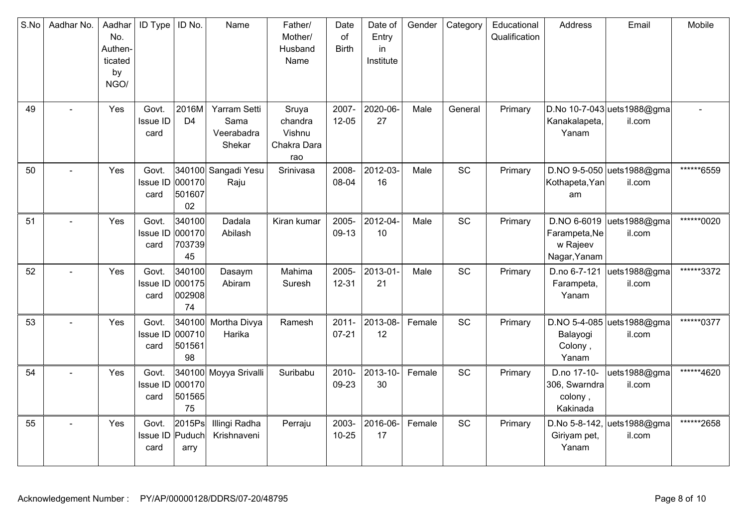| S.No | Aadhar No. | Aadhar No. Authen-ticated by NGO/ | ID Type | ID No. | Name | Father/ Mother/ Husband Name | Date of Birth | Date of Entry in Institute | Gender | Category | Educational Qualification | Address | Email | Mobile |
|---|---|---|---|---|---|---|---|---|---|---|---|---|---|---|
| 49 | - | Yes | Govt. Issue ID card | 2016MD4 | Yarram Setti Sama Veerabadra Shekar | Sruya chandra Vishnu Chakra Dara rao | 2007-12-05 | 2020-06-27 | Male | General | Primary | D.No 10-7-043 Kanakalapeta, Yanam | uets1988@gmail.com | - |
| 50 | - | Yes | Govt. Issue ID card | 34010000017050160702 | Sangadi Yesu Raju | Srinivasa | 2008-08-04 | 2012-03-16 | Male | SC | Primary | D.NO 9-5-050 Kothapeta,Yanam | uets1988@gmail.com | ******6559 |
| 51 | - | Yes | Govt. Issue ID card | 34010000017070373945 | Dadala Abilash | Kiran kumar | 2005-09-13 | 2012-04-10 | Male | SC | Primary | D.NO 6-6019 Farampeta,New Rajeev Nagar,Yanam | uets1988@gmail.com | ******0020 |
| 52 | - | Yes | Govt. Issue ID card | 34010000017500290874 | Dasaym Abiram | Mahima Suresh | 2005-12-31 | 2013-01-21 | Male | SC | Primary | D.no 6-7-121 Farampeta, Yanam | uets1988@gmail.com | ******3372 |
| 53 | - | Yes | Govt. Issue ID card | 34010000071050156198 | Mortha Divya Harika | Ramesh | 2011-07-21 | 2013-08-12 | Female | SC | Primary | D.NO 5-4-085 Balayogi Colony , Yanam | uets1988@gmail.com | ******0377 |
| 54 | - | Yes | Govt. Issue ID card | 34010000017050156575 | Moyya Srivalli | Suribabu | 2010-09-23 | 2013-10-30 | Female | SC | Primary | D.no 17-10-306, Swarndra colony , Kakinada | uets1988@gmail.com | ******4620 |
| 55 | - | Yes | Govt. Issue ID card | 2015PsPuducharry | Illingi Radha Krishnaveni | Perraju | 2003-10-25 | 2016-06-17 | Female | SC | Primary | D.No 5-8-142, Giriyam pet, Yanam | uets1988@gmail.com | ******2658 |

Acknowledgement Number : PY/AP/00000128/DDRS/07-20/48795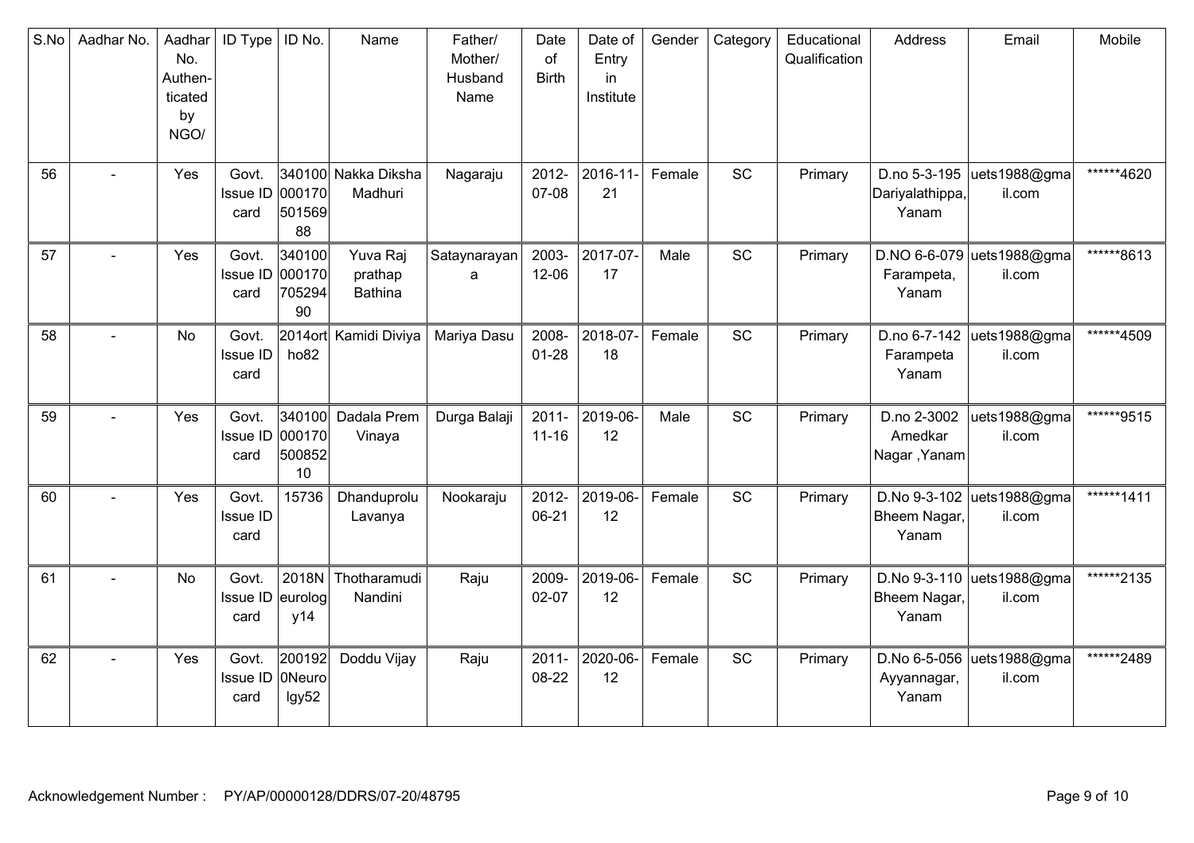| S.No | Aadhar No. | Aadhar No. Authen-ticated by NGO/ | ID Type | ID No. | Name | Father/ Mother/ Husband Name | Date of Birth | Date of Entry in Institute | Gender | Category | Educational Qualification | Address | Email | Mobile |
|---|---|---|---|---|---|---|---|---|---|---|---|---|---|---|
| 56 | - | Yes | Govt. Issue ID card | 34010000017050156988 | Nakka Diksha Madhuri | Nagaraju | 2012-07-08 | 2016-11-21 | Female | SC | Primary | D.no 5-3-195 Dariyalathippa, Yanam | uets1988@gmail.com | ******4620 |
| 57 | - | Yes | Govt. Issue ID card | 34010000017070529490 | Yuva Raj prathap Bathina | Sataynarayana | 2003-12-06 | 2017-07-17 | Male | SC | Primary | D.NO 6-6-079 Farampeta, Yanam | uets1988@gmail.com | ******8613 |
| 58 | - | No | Govt. Issue ID card | 2014ortho82 | Kamidi Diviya | Mariya Dasu | 2008-01-28 | 2018-07-18 | Female | SC | Primary | D.no 6-7-142 Farampeta Yanam | uets1988@gmail.com | ******4509 |
| 59 | - | Yes | Govt. Issue ID card | 34010000017050085210 | Dadala Prem Vinaya | Durga Balaji | 2011-11-16 | 2019-06-12 | Male | SC | Primary | D.no 2-3002 Amedkar Nagar ,Yanam | uets1988@gmail.com | ******9515 |
| 60 | - | Yes | Govt. Issue ID card | 15736 | Dhanduprolu Lavanya | Nookaraju | 2012-06-21 | 2019-06-12 | Female | SC | Primary | D.No 9-3-102 Bheem Nagar, Yanam | uets1988@gmail.com | ******1411 |
| 61 | - | No | Govt. Issue ID card | 2018Neurology14 | Thotharamudi Nandini | Raju | 2009-02-07 | 2019-06-12 | Female | SC | Primary | D.No 9-3-110 Bheem Nagar, Yanam | uets1988@gmail.com | ******2135 |
| 62 | - | Yes | Govt. Issue ID card | 2001920Neurolgy52 | Doddu Vijay | Raju | 2011-08-22 | 2020-06-12 | Female | SC | Primary | D.No 6-5-056 Ayyannagar, Yanam | uets1988@gmail.com | ******2489 |

Acknowledgement Number : PY/AP/00000128/DDRS/07-20/48795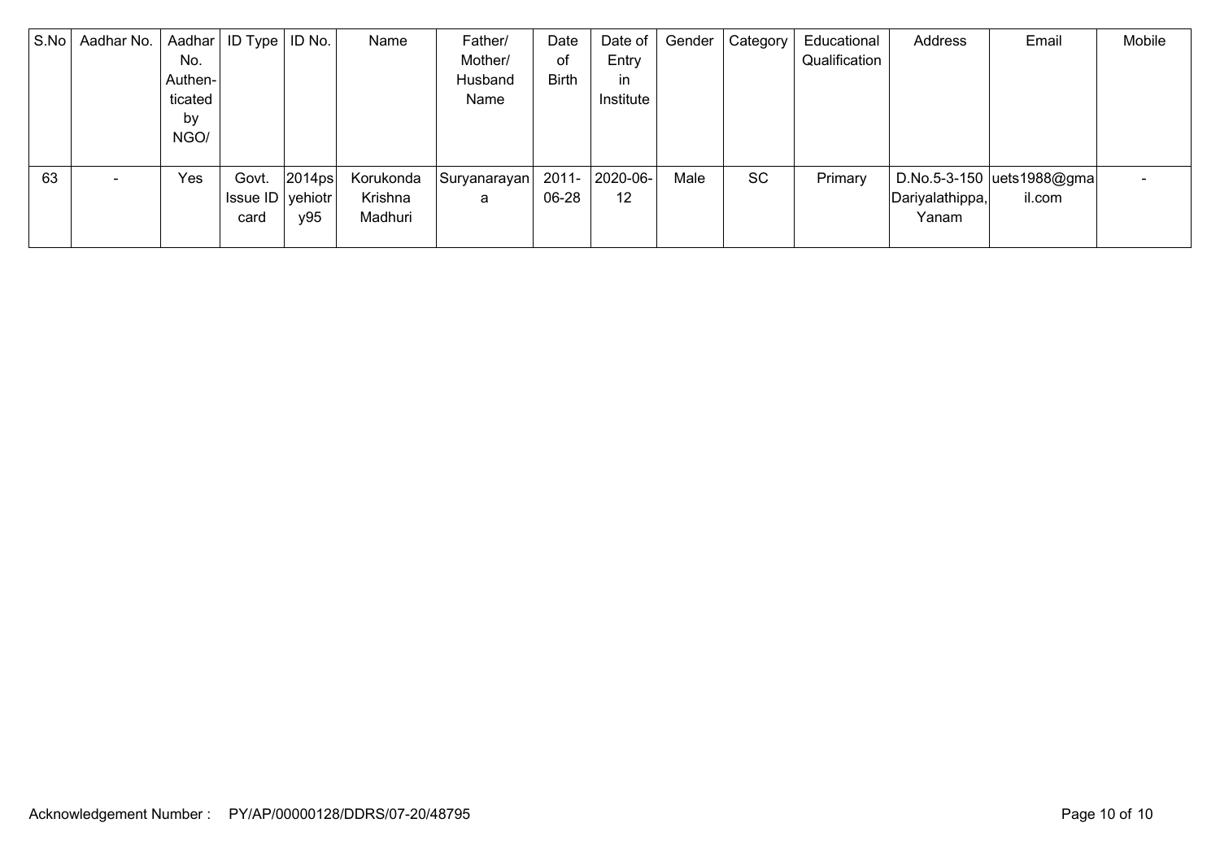| S.No | Aadhar No. | Aadhar No. Authen-ticated by NGO/ | ID Type | ID No. | Name | Father/ Mother/ Husband Name | Date of Birth | Date of Entry in Institute | Gender | Category | Educational Qualification | Address | Email | Mobile |
|---|---|---|---|---|---|---|---|---|---|---|---|---|---|---|
| 63 | - | Yes | Govt. Issue ID card | 2014psyehiotry95 | Korukonda Krishna Madhuri | Suryanarayana | 2011-06-28 | 2020-06-12 | Male | SC | Primary | D.No.5-3-150 Dariyalathippa, Yanam | uets1988@gmail.com | - |

Acknowledgement Number : PY/AP/00000128/DDRS/07-20/48795